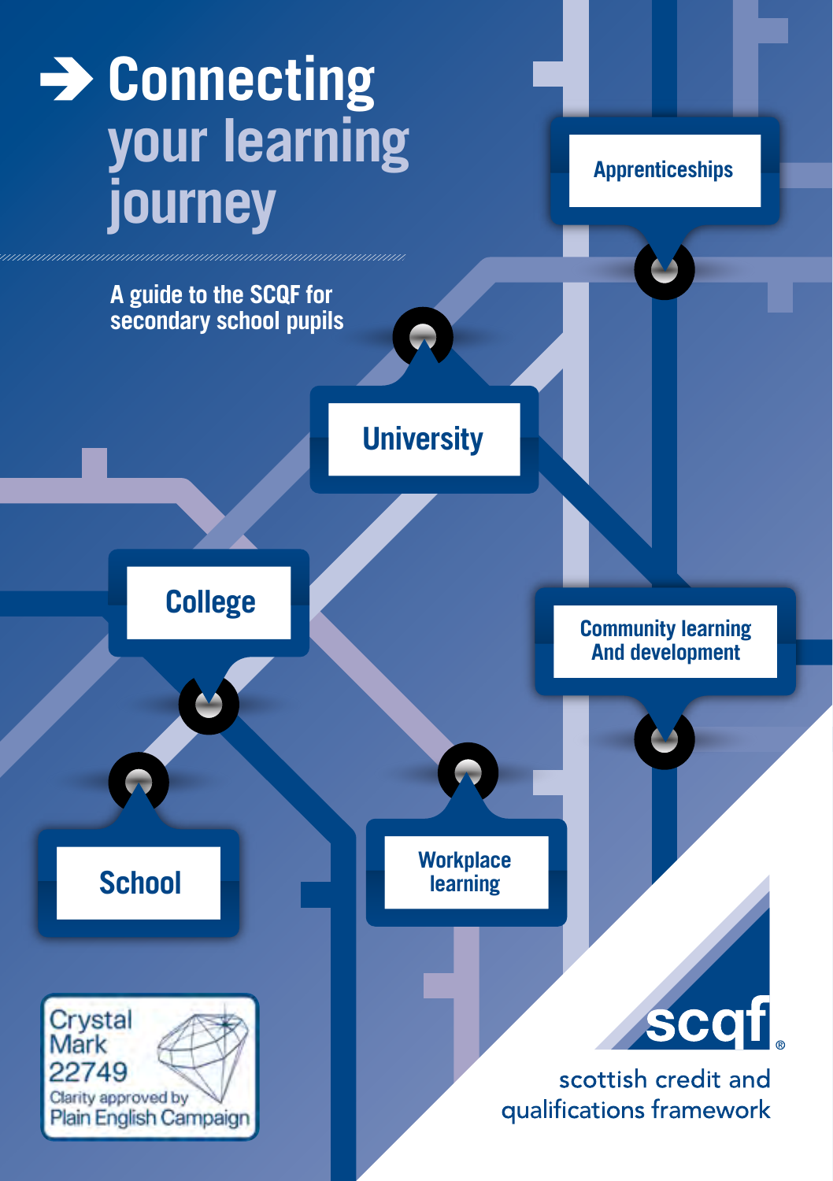# Connecting your learning journey

A guide to the SCQF for secondary school pupils

Apprenticeships

University

College

Community learning And development

School

Workplace learning

Crystal Mark 22749
Clarity approved by Plain English Campaign

scqf

scottish credit and qualifications framework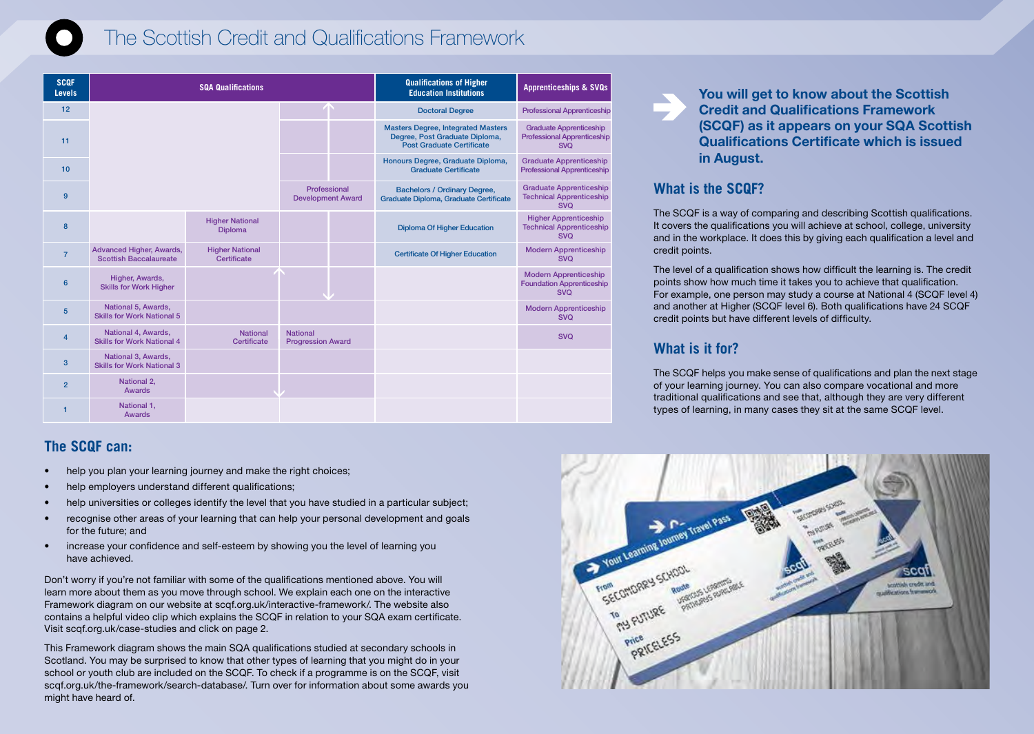# The Scottish Credit and Qualifications Framework

| SCQF Levels | SQA Qualifications | | | Qualifications of Higher Education Institutions | Apprenticeships & SVQs |
|---|---|---|---|---|---|
| 12 | | | | Doctoral Degree | Professional Apprenticeship |
| 11 | | | | Masters Degree, Integrated Masters Degree, Post Graduate Diploma, Post Graduate Certificate | Graduate Apprenticeship Professional Apprenticeship SVQ |
| 10 | | | | Honours Degree, Graduate Diploma, Graduate Certificate | Graduate Apprenticeship Professional Apprenticeship |
| 9 | | | Professional Development Award | Bachelors / Ordinary Degree, Graduate Diploma, Graduate Certificate | Graduate Apprenticeship Technical Apprenticeship SVQ |
| 8 | | Higher National Diploma | | Diploma Of Higher Education | Higher Apprenticeship Technical Apprenticeship SVQ |
| 7 | Advanced Higher, Awards, Scottish Baccalaureate | Higher National Certificate | | Certificate Of Higher Education | Modern Apprenticeship SVQ |
| 6 | Higher, Awards, Skills for Work Higher | | | | Modern Apprenticeship Foundation Apprenticeship SVQ |
| 5 | National 5, Awards, Skills for Work National 5 | | | | Modern Apprenticeship SVQ |
| 4 | National 4, Awards, Skills for Work National 4 | National Certificate | National Progression Award | | SVQ |
| 3 | National 3, Awards, Skills for Work National 3 | | | | |
| 2 | National 2, Awards | | | | |
| 1 | National 1, Awards | | | | |

**You will get to know about the Scottish Credit and Qualifications Framework (SCQF) as it appears on your SQA Scottish Qualifications Certificate which is issued in August.**

## What is the SCQF?

The SCQF is a way of comparing and describing Scottish qualifications. It covers the qualifications you will achieve at school, college, university and in the workplace. It does this by giving each qualification a level and credit points.

The level of a qualification shows how difficult the learning is. The credit points show how much time it takes you to achieve that qualification. For example, one person may study a course at National 4 (SCQF level 4) and another at Higher (SCQF level 6). Both qualifications have 24 SCQF credit points but have different levels of difficulty.

## What is it for?

The SCQF helps you make sense of qualifications and plan the next stage of your learning journey. You can also compare vocational and more traditional qualifications and see that, although they are very different types of learning, in many cases they sit at the same SCQF level.

## The SCQF can:

- help you plan your learning journey and make the right choices;
- help employers understand different qualifications;
- help universities or colleges identify the level that you have studied in a particular subject;
- recognise other areas of your learning that can help your personal development and goals for the future; and
- increase your confidence and self-esteem by showing you the level of learning you have achieved.

Don't worry if you're not familiar with some of the qualifications mentioned above. You will learn more about them as you move through school. We explain each one on the interactive Framework diagram on our website at scqf.org.uk/interactive-framework/. The website also contains a helpful video clip which explains the SCQF in relation to your SQA exam certificate. Visit scqf.org.uk/case-studies and click on page 2.

This Framework diagram shows the main SQA qualifications studied at secondary schools in Scotland. You may be surprised to know that other types of learning that you might do in your school or youth club are included on the SCQF. To check if a programme is on the SCQF, visit scqf.org.uk/the-framework/search-database/. Turn over for information about some awards you might have heard of.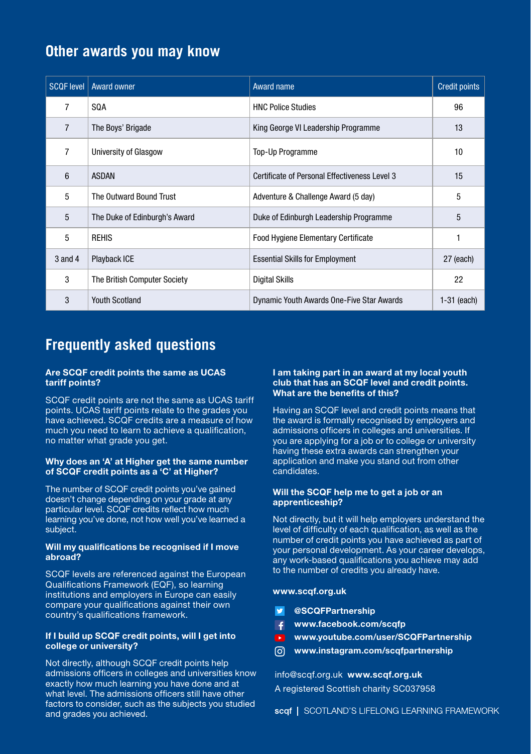## Other awards you may know

| SCQF level | Award owner | Award name | Credit points |
|---|---|---|---|
| 7 | SQA | HNC Police Studies | 96 |
| 7 | The Boys' Brigade | King George VI Leadership Programme | 13 |
| 7 | University of Glasgow | Top-Up Programme | 10 |
| 6 | ASDAN | Certificate of Personal Effectiveness Level 3 | 15 |
| 5 | The Outward Bound Trust | Adventure & Challenge Award (5 day) | 5 |
| 5 | The Duke of Edinburgh's Award | Duke of Edinburgh Leadership Programme | 5 |
| 5 | REHIS | Food Hygiene Elementary Certificate | 1 |
| 3 and 4 | Playback ICE | Essential Skills for Employment | 27 (each) |
| 3 | The British Computer Society | Digital Skills | 22 |
| 3 | Youth Scotland | Dynamic Youth Awards One-Five Star Awards | 1-31 (each) |

## Frequently asked questions

**Are SCQF credit points the same as UCAS tariff points?**

SCQF credit points are not the same as UCAS tariff points. UCAS tariff points relate to the grades you have achieved. SCQF credits are a measure of how much you need to learn to achieve a qualification, no matter what grade you get.

**Why does an 'A' at Higher get the same number of SCQF credit points as a 'C' at Higher?**

The number of SCQF credit points you've gained doesn't change depending on your grade at any particular level. SCQF credits reflect how much learning you've done, not how well you've learned a subject.

**Will my qualifications be recognised if I move abroad?**

SCQF levels are referenced against the European Qualifications Framework (EQF), so learning institutions and employers in Europe can easily compare your qualifications against their own country's qualifications framework.

**If I build up SCQF credit points, will I get into college or university?**

Not directly, although SCQF credit points help admissions officers in colleges and universities know exactly how much learning you have done and at what level. The admissions officers still have other factors to consider, such as the subjects you studied and grades you achieved.

**I am taking part in an award at my local youth club that has an SCQF level and credit points. What are the benefits of this?**

Having an SCQF level and credit points means that the award is formally recognised by employers and admissions officers in colleges and universities. If you are applying for a job or to college or university having these extra awards can strengthen your application and make you stand out from other candidates.

**Will the SCQF help me to get a job or an apprenticeship?**

Not directly, but it will help employers understand the level of difficulty of each qualification, as well as the number of credit points you have achieved as part of your personal development. As your career develops, any work-based qualifications you achieve may add to the number of credits you already have.

**www.scqf.org.uk**

**@SCQFPartnership**
**www.facebook.com/scqfp**
**www.youtube.com/user/SCQFPartnership**
**www.instagram.com/scqfpartnership**

info@scqf.org.uk **www.scqf.org.uk**
A registered Scottish charity SC037958

**scqf** | SCOTLAND'S LIFELONG LEARNING FRAMEWORK